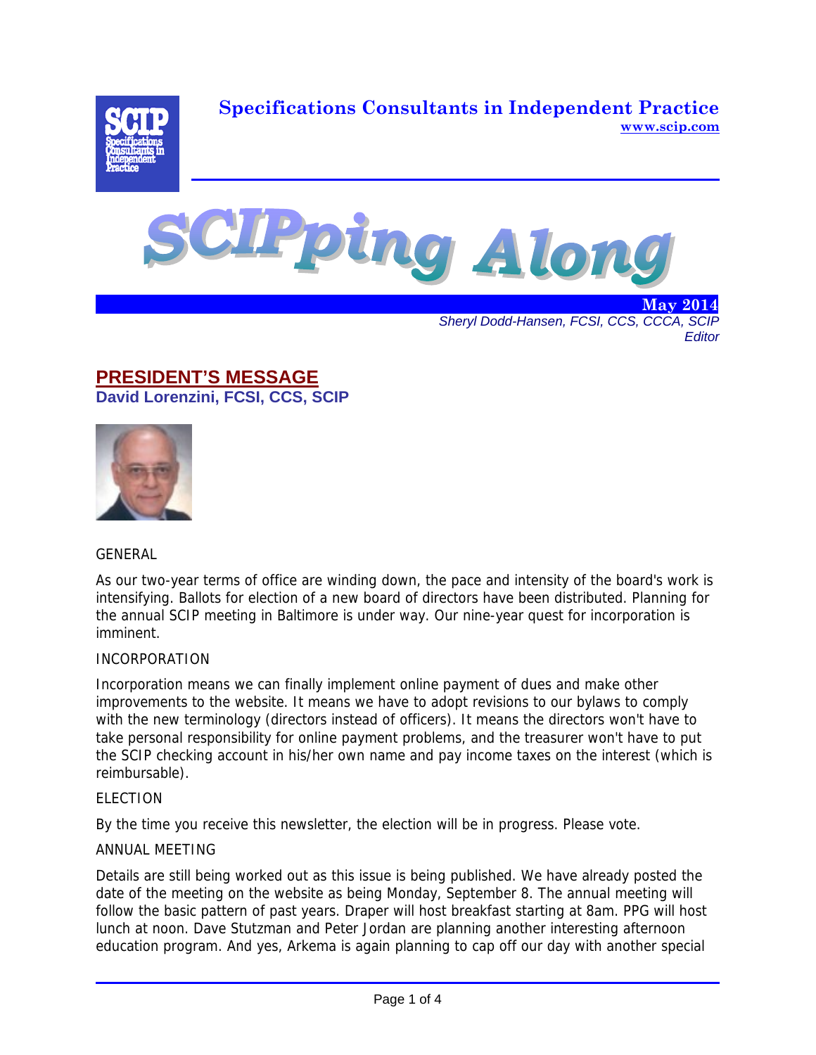**Specifications Consultants in Independent Practice**
www.scip.com

# SCIPping Along

**May 2014**
*Sheryl Dodd-Hansen, FCSI, CCS, CCCA, SCIP*
*Editor*

## PRESIDENT'S MESSAGE

**David Lorenzini, FCSI, CCS, SCIP**

GENERAL

As our two-year terms of office are winding down, the pace and intensity of the board's work is intensifying. Ballots for election of a new board of directors have been distributed. Planning for the annual SCIP meeting in Baltimore is under way. Our nine-year quest for incorporation is imminent.

INCORPORATION

Incorporation means we can finally implement online payment of dues and make other improvements to the website. It means we have to adopt revisions to our bylaws to comply with the new terminology (directors instead of officers). It means the directors won't have to take personal responsibility for online payment problems, and the treasurer won't have to put the SCIP checking account in his/her own name and pay income taxes on the interest (which is reimbursable).

ELECTION

By the time you receive this newsletter, the election will be in progress. Please vote.

ANNUAL MEETING

Details are still being worked out as this issue is being published. We have already posted the date of the meeting on the website as being Monday, September 8. The annual meeting will follow the basic pattern of past years. Draper will host breakfast starting at 8am. PPG will host lunch at noon. Dave Stutzman and Peter Jordan are planning another interesting afternoon education program. And yes, Arkema is again planning to cap off our day with another special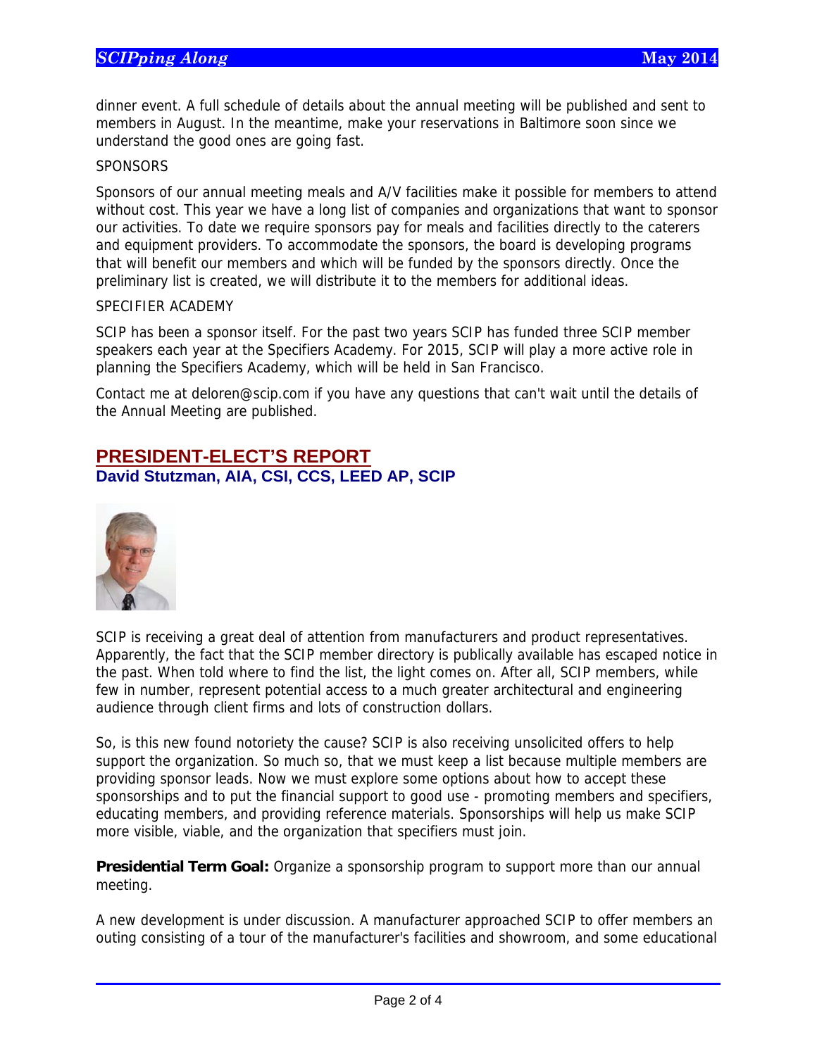dinner event. A full schedule of details about the annual meeting will be published and sent to members in August. In the meantime, make your reservations in Baltimore soon since we understand the good ones are going fast.

SPONSORS

Sponsors of our annual meeting meals and A/V facilities make it possible for members to attend without cost. This year we have a long list of companies and organizations that want to sponsor our activities. To date we require sponsors pay for meals and facilities directly to the caterers and equipment providers. To accommodate the sponsors, the board is developing programs that will benefit our members and which will be funded by the sponsors directly. Once the preliminary list is created, we will distribute it to the members for additional ideas.

SPECIFIER ACADEMY

SCIP has been a sponsor itself. For the past two years SCIP has funded three SCIP member speakers each year at the Specifiers Academy. For 2015, SCIP will play a more active role in planning the Specifiers Academy, which will be held in San Francisco.

Contact me at deloren@scip.com if you have any questions that can't wait until the details of the Annual Meeting are published.

## PRESIDENT-ELECT'S REPORT

### David Stutzman, AIA, CSI, CCS, LEED AP, SCIP

SCIP is receiving a great deal of attention from manufacturers and product representatives. Apparently, the fact that the SCIP member directory is publically available has escaped notice in the past. When told where to find the list, the light comes on. After all, SCIP members, while few in number, represent potential access to a much greater architectural and engineering audience through client firms and lots of construction dollars.

So, is this new found notoriety the cause? SCIP is also receiving unsolicited offers to help support the organization. So much so, that we must keep a list because multiple members are providing sponsor leads. Now we must explore some options about how to accept these sponsorships and to put the financial support to good use - promoting members and specifiers, educating members, and providing reference materials. Sponsorships will help us make SCIP more visible, viable, and the organization that specifiers must join.

**Presidential Term Goal:** Organize a sponsorship program to support more than our annual meeting.

A new development is under discussion. A manufacturer approached SCIP to offer members an outing consisting of a tour of the manufacturer's facilities and showroom, and some educational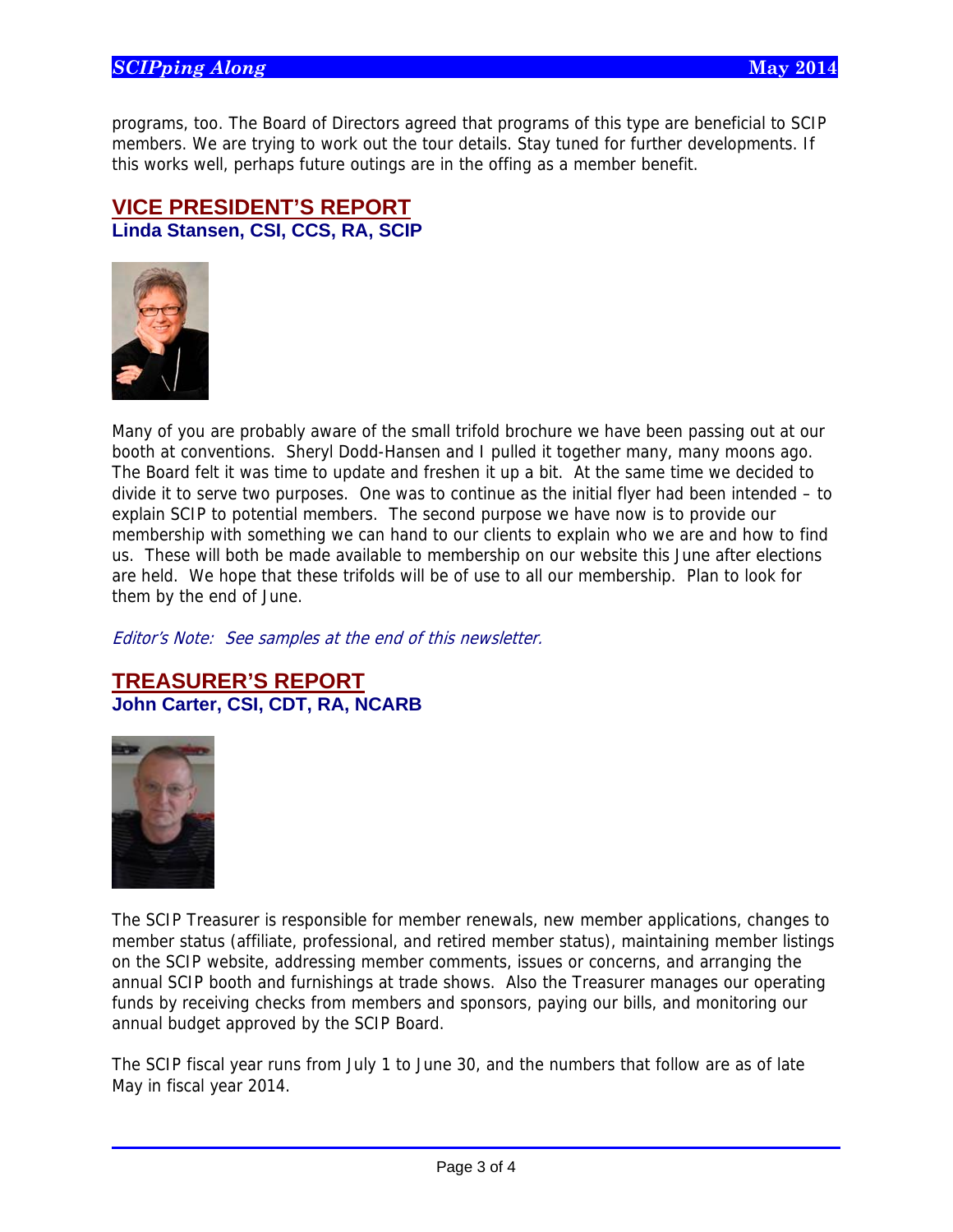programs, too. The Board of Directors agreed that programs of this type are beneficial to SCIP members. We are trying to work out the tour details. Stay tuned for further developments. If this works well, perhaps future outings are in the offing as a member benefit.

## VICE PRESIDENT'S REPORT

**Linda Stansen, CSI, CCS, RA, SCIP**

Many of you are probably aware of the small trifold brochure we have been passing out at our booth at conventions. Sheryl Dodd-Hansen and I pulled it together many, many moons ago. The Board felt it was time to update and freshen it up a bit. At the same time we decided to divide it to serve two purposes. One was to continue as the initial flyer had been intended – to explain SCIP to potential members. The second purpose we have now is to provide our membership with something we can hand to our clients to explain who we are and how to find us. These will both be made available to membership on our website this June after elections are held. We hope that these trifolds will be of use to all our membership. Plan to look for them by the end of June.

*Editor's Note: See samples at the end of this newsletter.*

## TREASURER'S REPORT

**John Carter, CSI, CDT, RA, NCARB**

The SCIP Treasurer is responsible for member renewals, new member applications, changes to member status (affiliate, professional, and retired member status), maintaining member listings on the SCIP website, addressing member comments, issues or concerns, and arranging the annual SCIP booth and furnishings at trade shows. Also the Treasurer manages our operating funds by receiving checks from members and sponsors, paying our bills, and monitoring our annual budget approved by the SCIP Board.

The SCIP fiscal year runs from July 1 to June 30, and the numbers that follow are as of late May in fiscal year 2014.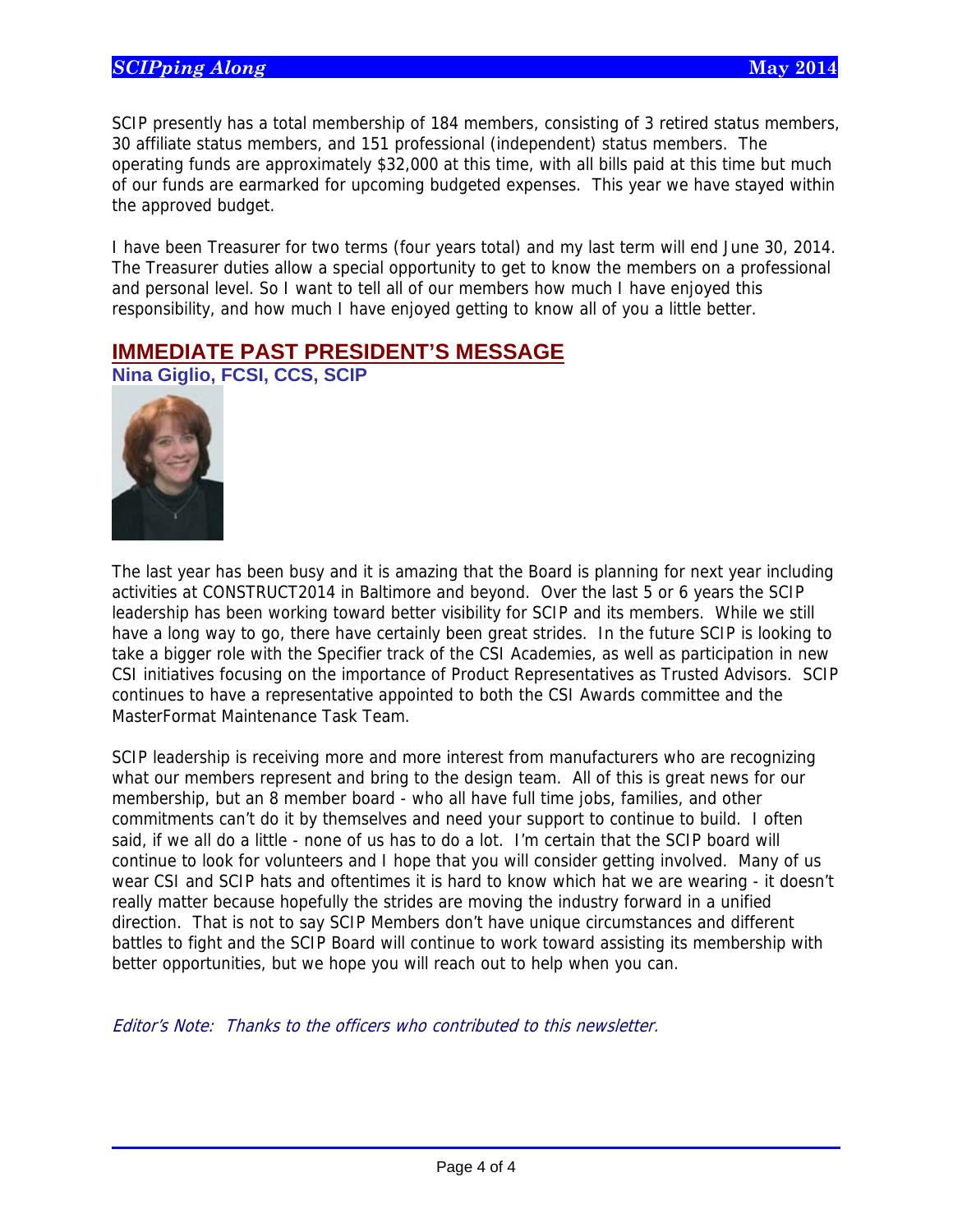SCIP presently has a total membership of 184 members, consisting of 3 retired status members, 30 affiliate status members, and 151 professional (independent) status members. The operating funds are approximately $32,000 at this time, with all bills paid at this time but much of our funds are earmarked for upcoming budgeted expenses. This year we have stayed within the approved budget.

I have been Treasurer for two terms (four years total) and my last term will end June 30, 2014. The Treasurer duties allow a special opportunity to get to know the members on a professional and personal level. So I want to tell all of our members how much I have enjoyed this responsibility, and how much I have enjoyed getting to know all of you a little better.

## IMMEDIATE PAST PRESIDENT'S MESSAGE

**Nina Giglio, FCSI, CCS, SCIP**

The last year has been busy and it is amazing that the Board is planning for next year including activities at CONSTRUCT2014 in Baltimore and beyond. Over the last 5 or 6 years the SCIP leadership has been working toward better visibility for SCIP and its members. While we still have a long way to go, there have certainly been great strides. In the future SCIP is looking to take a bigger role with the Specifier track of the CSI Academies, as well as participation in new CSI initiatives focusing on the importance of Product Representatives as Trusted Advisors. SCIP continues to have a representative appointed to both the CSI Awards committee and the MasterFormat Maintenance Task Team.

SCIP leadership is receiving more and more interest from manufacturers who are recognizing what our members represent and bring to the design team. All of this is great news for our membership, but an 8 member board - who all have full time jobs, families, and other commitments can't do it by themselves and need your support to continue to build. I often said, if we all do a little - none of us has to do a lot. I'm certain that the SCIP board will continue to look for volunteers and I hope that you will consider getting involved. Many of us wear CSI and SCIP hats and oftentimes it is hard to know which hat we are wearing - it doesn't really matter because hopefully the strides are moving the industry forward in a unified direction. That is not to say SCIP Members don't have unique circumstances and different battles to fight and the SCIP Board will continue to work toward assisting its membership with better opportunities, but we hope you will reach out to help when you can.

*Editor's Note: Thanks to the officers who contributed to this newsletter.*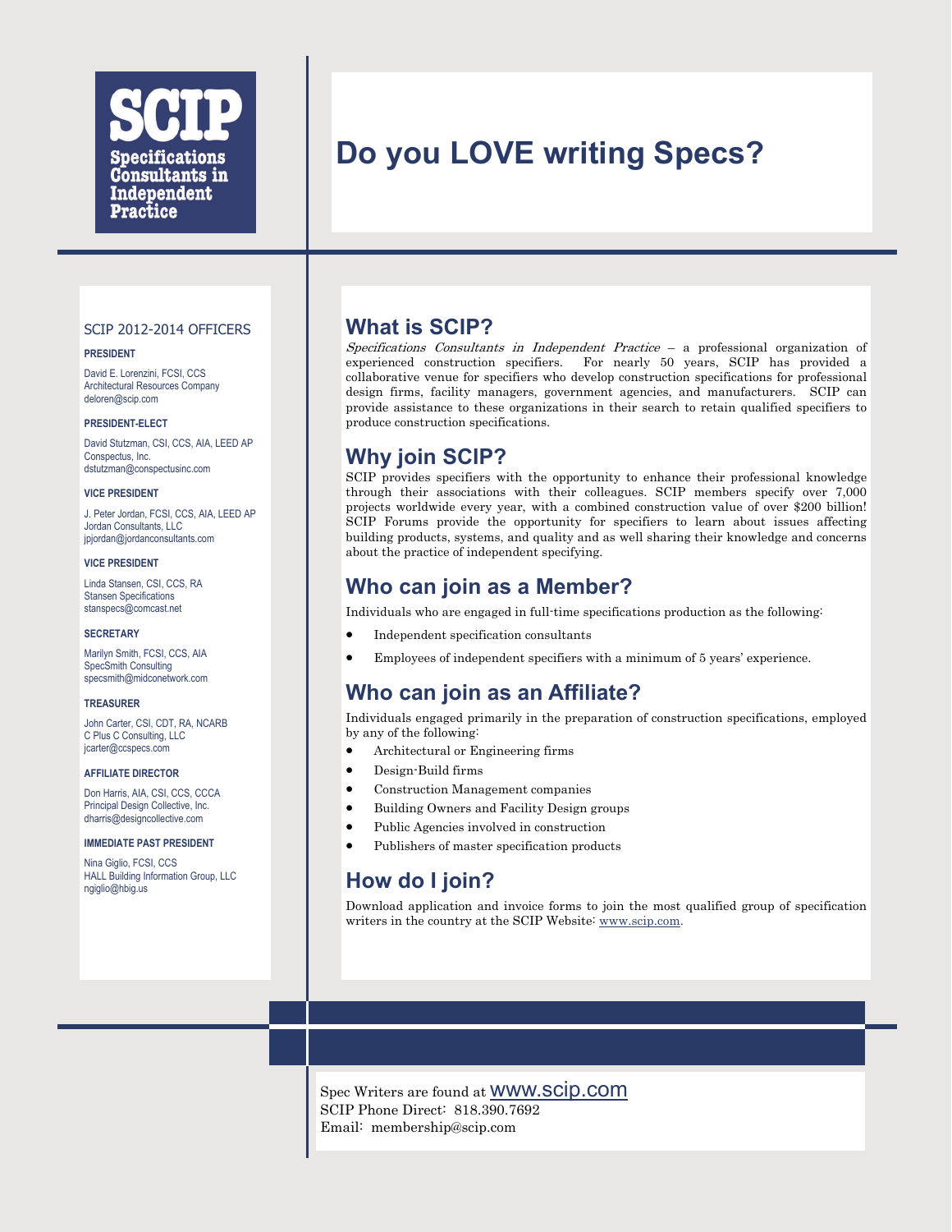**SCIP**

**Specifications Consultants in Independent Practice**

# Do you LOVE writing Specs?

## What is SCIP?

*Specifications Consultants in Independent Practice* – a professional organization of experienced construction specifiers. For nearly 50 years, SCIP has provided a collaborative venue for specifiers who develop construction specifications for professional design firms, facility managers, government agencies, and manufacturers. SCIP can provide assistance to these organizations in their search to retain qualified specifiers to produce construction specifications.

## Why join SCIP?

SCIP provides specifiers with the opportunity to enhance their professional knowledge through their associations with their colleagues. SCIP members specify over 7,000 projects worldwide every year, with a combined construction value of over $200 billion! SCIP Forums provide the opportunity for specifiers to learn about issues affecting building products, systems, and quality and as well sharing their knowledge and concerns about the practice of independent specifying.

## Who can join as a Member?

Individuals who are engaged in full-time specifications production as the following:

- Independent specification consultants
- Employees of independent specifiers with a minimum of 5 years' experience.

## Who can join as an Affiliate?

Individuals engaged primarily in the preparation of construction specifications, employed by any of the following:

- Architectural or Engineering firms
- Design-Build firms
- Construction Management companies
- Building Owners and Facility Design groups
- Public Agencies involved in construction
- Publishers of master specification products

## How do I join?

Download application and invoice forms to join the most qualified group of specification writers in the country at the SCIP Website: www.scip.com.

### SCIP 2012-2014 OFFICERS

**PRESIDENT**

David E. Lorenzini, FCSI, CCS
Architectural Resources Company
deloren@scip.com

**PRESIDENT-ELECT**

David Stutzman, CSI, CCS, AIA, LEED AP
Conspectus, Inc.
dstutzman@conspectusinc.com

**VICE PRESIDENT**

J. Peter Jordan, FCSI, CCS, AIA, LEED AP
Jordan Consultants, LLC
jpjordan@jordanconsultants.com

**VICE PRESIDENT**

Linda Stansen, CSI, CCS, RA
Stansen Specifications
stanspecs@comcast.net

**SECRETARY**

Marilyn Smith, FCSI, CCS, AIA
SpecSmith Consulting
specsmith@midconetwork.com

**TREASURER**

John Carter, CSI, CDT, RA, NCARB
C Plus C Consulting, LLC
jcarter@ccspecs.com

**AFFILIATE DIRECTOR**

Don Harris, AIA, CSI, CCS, CCCA
Principal Design Collective, Inc.
dharris@designcollective.com

**IMMEDIATE PAST PRESIDENT**

Nina Giglio, FCSI, CCS
HALL Building Information Group, LLC
ngiglio@hbig.us

Spec Writers are found at www.scip.com
SCIP Phone Direct: 818.390.7692
Email: membership@scip.com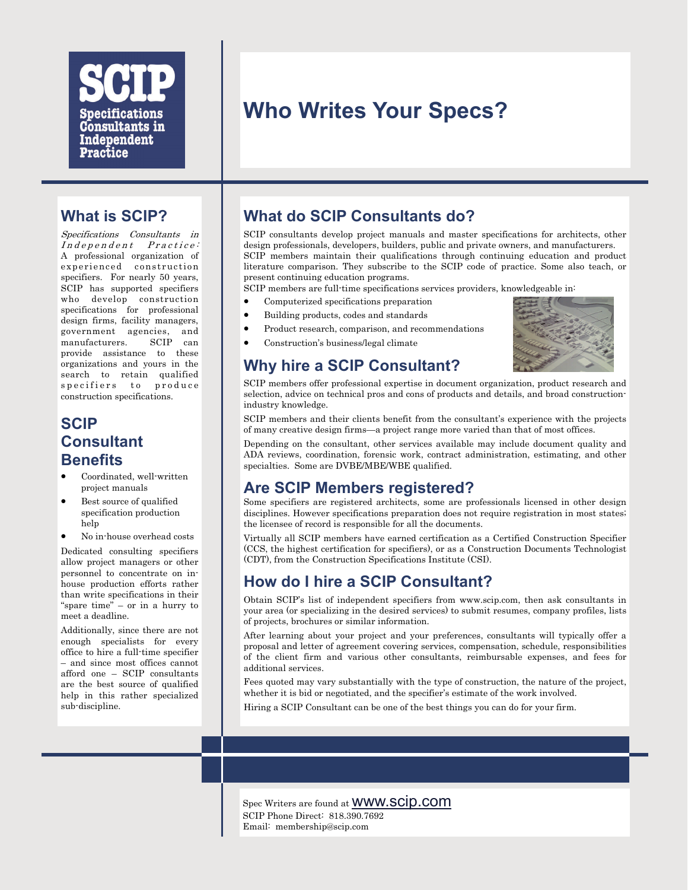**SCIP**
**Specifications Consultants in Independent Practice**

# Who Writes Your Specs?

## What is SCIP?

*Specifications Consultants in Independent Practice:* A professional organization of experienced construction specifiers. For nearly 50 years, SCIP has supported specifiers who develop construction specifications for professional design firms, facility managers, government agencies, and manufacturers. SCIP can provide assistance to these organizations and yours in the search to retain qualified specifiers to produce construction specifications.

## SCIP Consultant Benefits

- Coordinated, well-written project manuals
- Best source of qualified specification production help
- No in-house overhead costs

Dedicated consulting specifiers allow project managers or other personnel to concentrate on in-house production efforts rather than write specifications in their "spare time" – or in a hurry to meet a deadline.

Additionally, since there are not enough specialists for every office to hire a full-time specifier – and since most offices cannot afford one – SCIP consultants are the best source of qualified help in this rather specialized sub-discipline.

## What do SCIP Consultants do?

SCIP consultants develop project manuals and master specifications for architects, other design professionals, developers, builders, public and private owners, and manufacturers.
SCIP members maintain their qualifications through continuing education and product literature comparison. They subscribe to the SCIP code of practice. Some also teach, or present continuing education programs.
SCIP members are full-time specifications services providers, knowledgeable in:

- Computerized specifications preparation
- Building products, codes and standards
- Product research, comparison, and recommendations
- Construction's business/legal climate

## Why hire a SCIP Consultant?

SCIP members offer professional expertise in document organization, product research and selection, advice on technical pros and cons of products and details, and broad construction-industry knowledge.

SCIP members and their clients benefit from the consultant's experience with the projects of many creative design firms—a project range more varied than that of most offices.

Depending on the consultant, other services available may include document quality and ADA reviews, coordination, forensic work, contract administration, estimating, and other specialties. Some are DVBE/MBE/WBE qualified.

## Are SCIP Members registered?

Some specifiers are registered architects, some are professionals licensed in other design disciplines. However specifications preparation does not require registration in most states; the licensee of record is responsible for all the documents.

Virtually all SCIP members have earned certification as a Certified Construction Specifier (CCS, the highest certification for specifiers), or as a Construction Documents Technologist (CDT), from the Construction Specifications Institute (CSI).

## How do I hire a SCIP Consultant?

Obtain SCIP's list of independent specifiers from www.scip.com, then ask consultants in your area (or specializing in the desired services) to submit resumes, company profiles, lists of projects, brochures or similar information.

After learning about your project and your preferences, consultants will typically offer a proposal and letter of agreement covering services, compensation, schedule, responsibilities of the client firm and various other consultants, reimbursable expenses, and fees for additional services.

Fees quoted may vary substantially with the type of construction, the nature of the project, whether it is bid or negotiated, and the specifier's estimate of the work involved.

Hiring a SCIP Consultant can be one of the best things you can do for your firm.

Spec Writers are found at www.scip.com
SCIP Phone Direct: 818.390.7692
Email: membership@scip.com